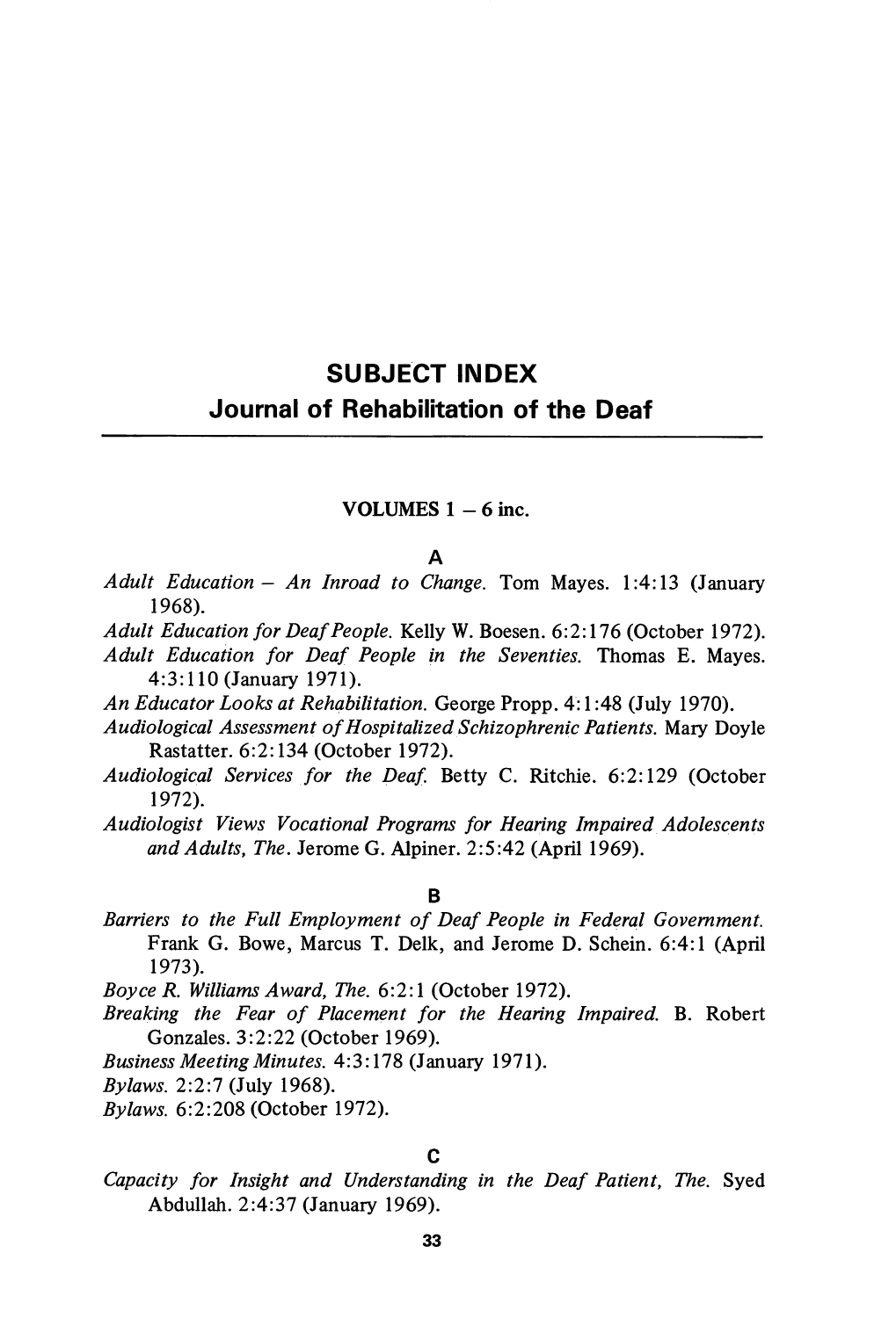# SUBJECT INDEX

## Journal of Rehabilitation of the Deaf

VOLUMES 1 – 6 inc.

### A

*Adult Education – An Inroad to Change.* Tom Mayes. 1:4:13 (January 1968).

*Adult Education for Deaf People.* Kelly W. Boesen. 6:2:176 (October 1972).

*Adult Education for Deaf People in the Seventies.* Thomas E. Mayes. 4:3:110 (January 1971).

*An Educator Looks at Rehabilitation.* George Propp. 4:1:48 (July 1970).

*Audiological Assessment of Hospitalized Schizophrenic Patients.* Mary Doyle Rastatter. 6:2:134 (October 1972).

*Audiological Services for the Deaf.* Betty C. Ritchie. 6:2:129 (October 1972).

*Audiologist Views Vocational Programs for Hearing Impaired Adolescents and Adults, The.* Jerome G. Alpiner. 2:5:42 (April 1969).

### B

*Barriers to the Full Employment of Deaf People in Federal Government.* Frank G. Bowe, Marcus T. Delk, and Jerome D. Schein. 6:4:1 (April 1973).

*Boyce R. Williams Award, The.* 6:2:1 (October 1972).

*Breaking the Fear of Placement for the Hearing Impaired.* B. Robert Gonzales. 3:2:22 (October 1969).

*Business Meeting Minutes.* 4:3:178 (January 1971).

*Bylaws.* 2:2:7 (July 1968).

*Bylaws.* 6:2:208 (October 1972).

### C

*Capacity for Insight and Understanding in the Deaf Patient, The.* Syed Abdullah. 2:4:37 (January 1969).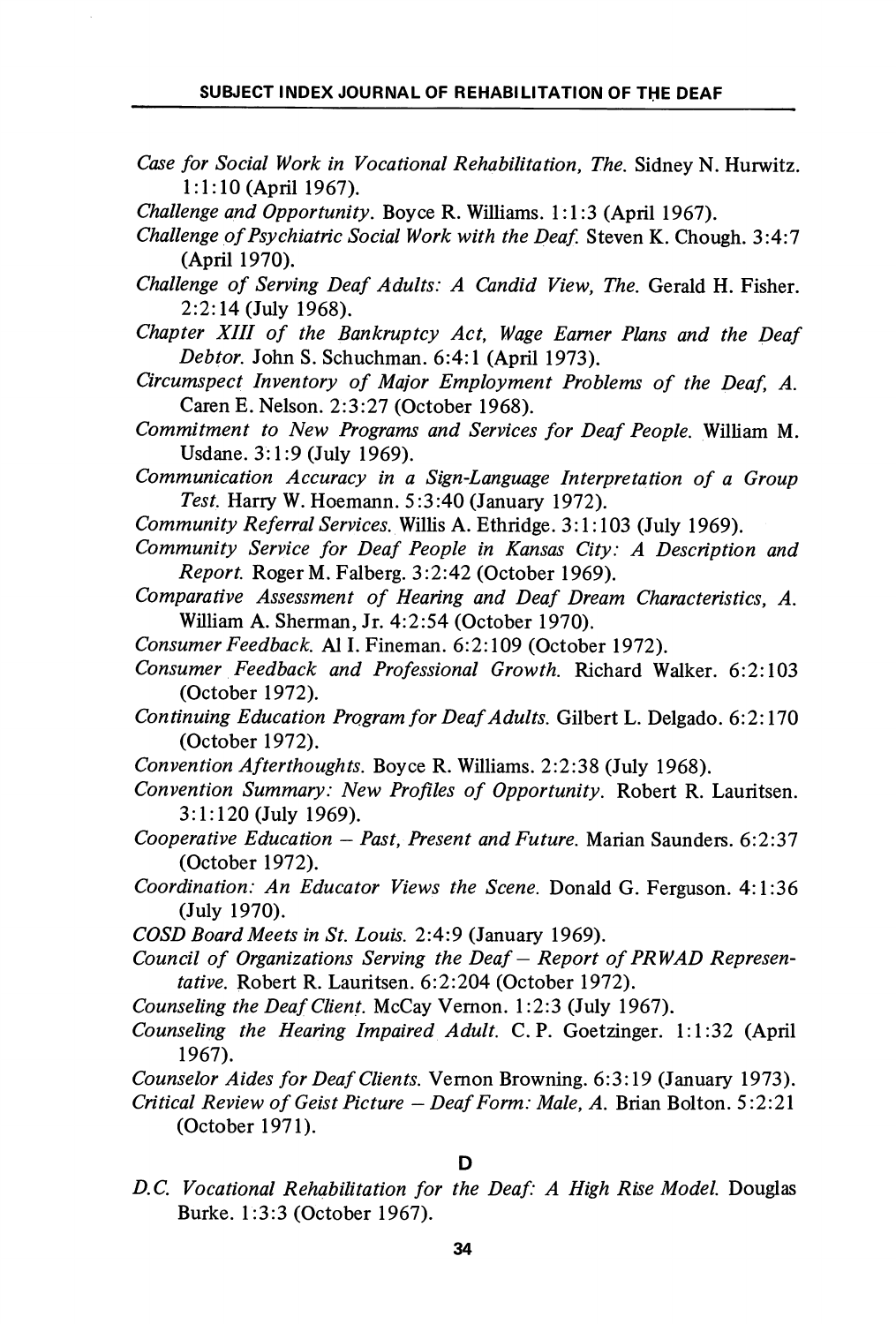*Case for Social Work in Vocational Rehabilitation, The.* Sidney N. Hurwitz. 1:1:10 (April 1967).

*Challenge and Opportunity.* Boyce R. Williams. 1:1:3 (April 1967).

*Challenge of Psychiatric Social Work with the Deaf.* Steven K. Chough. 3:4:7 (April 1970).

*Challenge of Serving Deaf Adults: A Candid View, The.* Gerald H. Fisher. 2:2:14 (July 1968).

*Chapter XIII of the Bankruptcy Act, Wage Earner Plans and the Deaf Debtor.* John S. Schuchman. 6:4:1 (April 1973).

*Circumspect Inventory of Major Employment Problems of the Deaf, A.* Caren E. Nelson. 2:3:27 (October 1968).

*Commitment to New Programs and Services for Deaf People.* William M. Usdane. 3:1:9 (July 1969).

*Communication Accuracy in a Sign-Language Interpretation of a Group Test.* Harry W. Hoemann. 5:3:40 (January 1972).

*Community Referral Services.* Willis A. Ethridge. 3:1:103 (July 1969).

*Community Service for Deaf People in Kansas City: A Description and Report.* Roger M. Falberg. 3:2:42 (October 1969).

*Comparative Assessment of Hearing and Deaf Dream Characteristics, A.* William A. Sherman, Jr. 4:2:54 (October 1970).

*Consumer Feedback.* Al I. Fineman. 6:2:109 (October 1972).

*Consumer Feedback and Professional Growth.* Richard Walker. 6:2:103 (October 1972).

*Continuing Education Program for Deaf Adults.* Gilbert L. Delgado. 6:2:170 (October 1972).

*Convention Afterthoughts.* Boyce R. Williams. 2:2:38 (July 1968).

*Convention Summary: New Profiles of Opportunity.* Robert R. Lauritsen. 3:1:120 (July 1969).

*Cooperative Education – Past, Present and Future.* Marian Saunders. 6:2:37 (October 1972).

*Coordination: An Educator Views the Scene.* Donald G. Ferguson. 4:1:36 (July 1970).

*COSD Board Meets in St. Louis.* 2:4:9 (January 1969).

*Council of Organizations Serving the Deaf – Report of PRWAD Representative.* Robert R. Lauritsen. 6:2:204 (October 1972).

*Counseling the Deaf Client.* McCay Vernon. 1:2:3 (July 1967).

*Counseling the Hearing Impaired Adult.* C. P. Goetzinger. 1:1:32 (April 1967).

*Counselor Aides for Deaf Clients.* Vernon Browning. 6:3:19 (January 1973).

*Critical Review of Geist Picture – Deaf Form: Male, A.* Brian Bolton. 5:2:21 (October 1971).

## D

*D.C. Vocational Rehabilitation for the Deaf: A High Rise Model.* Douglas Burke. 1:3:3 (October 1967).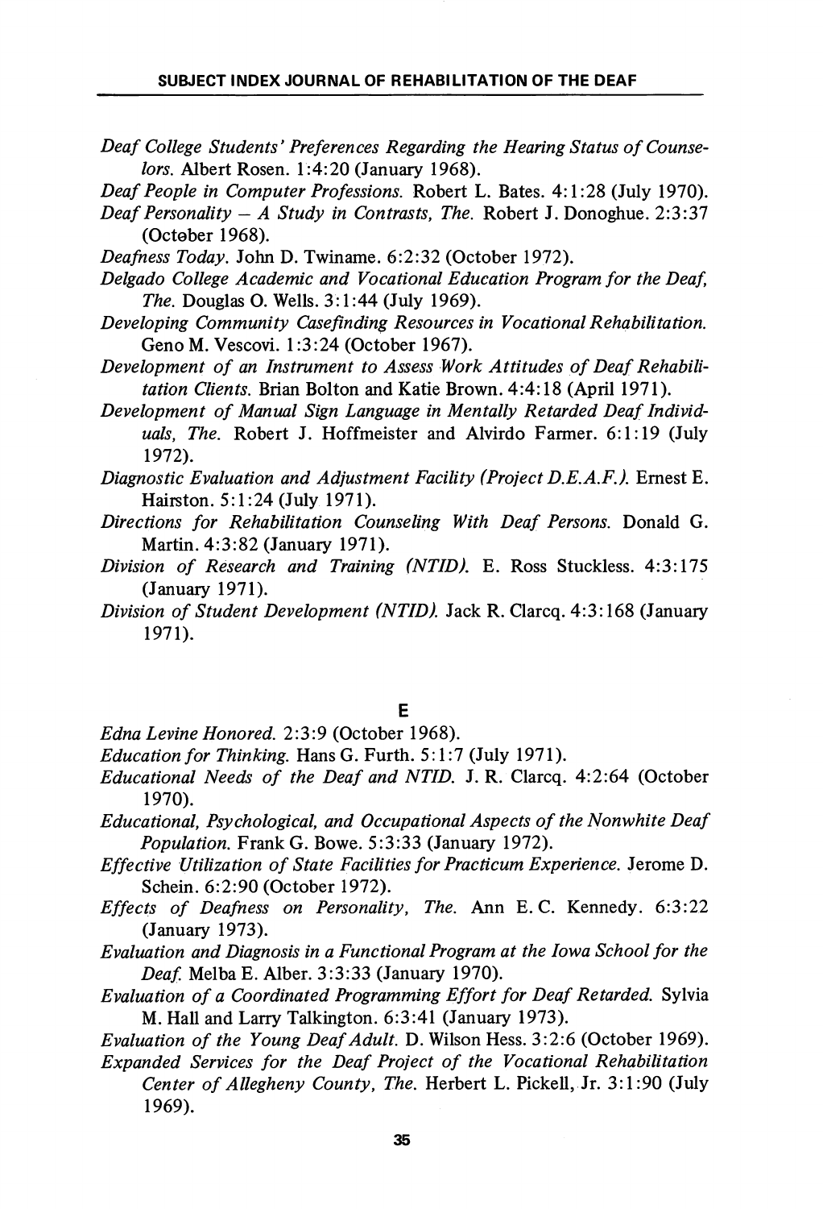*Deaf College Students' Preferences Regarding the Hearing Status of Counselors.* Albert Rosen. 1:4:20 (January 1968).

*Deaf People in Computer Professions.* Robert L. Bates. 4:1:28 (July 1970).

*Deaf Personality – A Study in Contrasts, The.* Robert J. Donoghue. 2:3:37 (October 1968).

*Deafness Today.* John D. Twiname. 6:2:32 (October 1972).

*Delgado College Academic and Vocational Education Program for the Deaf, The.* Douglas O. Wells. 3:1:44 (July 1969).

*Developing Community Casefinding Resources in Vocational Rehabilitation.* Geno M. Vescovi. 1:3:24 (October 1967).

*Development of an Instrument to Assess Work Attitudes of Deaf Rehabilitation Clients.* Brian Bolton and Katie Brown. 4:4:18 (April 1971).

*Development of Manual Sign Language in Mentally Retarded Deaf Individuals, The.* Robert J. Hoffmeister and Alvirdo Farmer. 6:1:19 (July 1972).

*Diagnostic Evaluation and Adjustment Facility (Project D.E.A.F.).* Ernest E. Hairston. 5:1:24 (July 1971).

*Directions for Rehabilitation Counseling With Deaf Persons.* Donald G. Martin. 4:3:82 (January 1971).

*Division of Research and Training (NTID).* E. Ross Stuckless. 4:3:175 (January 1971).

*Division of Student Development (NTID).* Jack R. Clarcq. 4:3:168 (January 1971).

## E

*Edna Levine Honored.* 2:3:9 (October 1968).

*Education for Thinking.* Hans G. Furth. 5:1:7 (July 1971).

*Educational Needs of the Deaf and NTID.* J. R. Clarcq. 4:2:64 (October 1970).

*Educational, Psychological, and Occupational Aspects of the Nonwhite Deaf Population.* Frank G. Bowe. 5:3:33 (January 1972).

*Effective Utilization of State Facilities for Practicum Experience.* Jerome D. Schein. 6:2:90 (October 1972).

*Effects of Deafness on Personality, The.* Ann E. C. Kennedy. 6:3:22 (January 1973).

*Evaluation and Diagnosis in a Functional Program at the Iowa School for the Deaf.* Melba E. Alber. 3:3:33 (January 1970).

*Evaluation of a Coordinated Programming Effort for Deaf Retarded.* Sylvia M. Hall and Larry Talkington. 6:3:41 (January 1973).

*Evaluation of the Young Deaf Adult.* D. Wilson Hess. 3:2:6 (October 1969).

*Expanded Services for the Deaf Project of the Vocational Rehabilitation Center of Allegheny County, The.* Herbert L. Pickell, Jr. 3:1:90 (July 1969).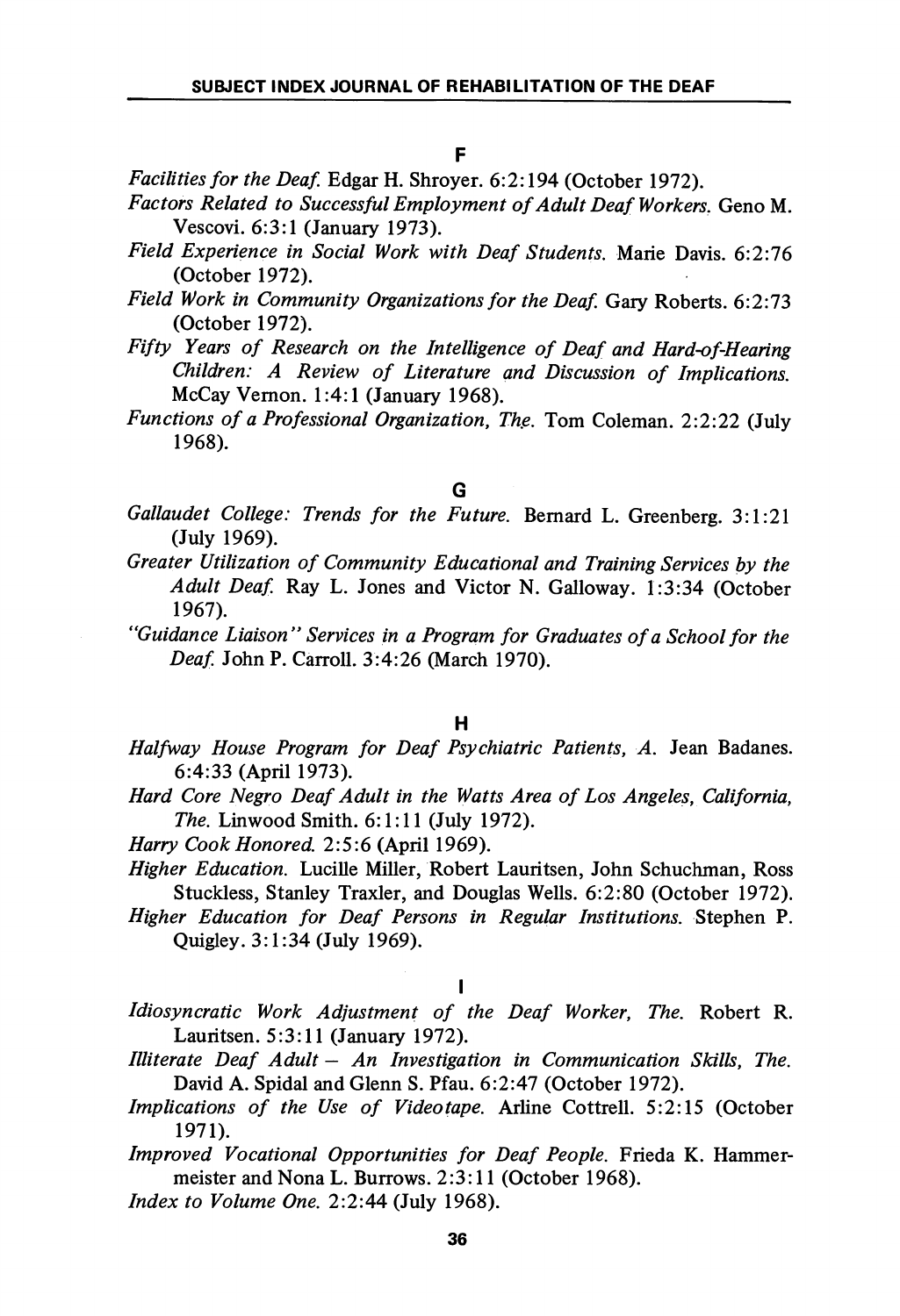## F

*Facilities for the Deaf.* Edgar H. Shroyer. 6:2:194 (October 1972).

*Factors Related to Successful Employment of Adult Deaf Workers.* Geno M. Vescovi. 6:3:1 (January 1973).

*Field Experience in Social Work with Deaf Students.* Marie Davis. 6:2:76 (October 1972).

*Field Work in Community Organizations for the Deaf.* Gary Roberts. 6:2:73 (October 1972).

*Fifty Years of Research on the Intelligence of Deaf and Hard-of-Hearing Children: A Review of Literature and Discussion of Implications.* McCay Vernon. 1:4:1 (January 1968).

*Functions of a Professional Organization, The.* Tom Coleman. 2:2:22 (July 1968).

## G

*Gallaudet College: Trends for the Future.* Bernard L. Greenberg. 3:1:21 (July 1969).

*Greater Utilization of Community Educational and Training Services by the Adult Deaf.* Ray L. Jones and Victor N. Galloway. 1:3:34 (October 1967).

*"Guidance Liaison" Services in a Program for Graduates of a School for the Deaf.* John P. Carroll. 3:4:26 (March 1970).

## H

*Halfway House Program for Deaf Psychiatric Patients, A.* Jean Badanes. 6:4:33 (April 1973).

*Hard Core Negro Deaf Adult in the Watts Area of Los Angeles, California, The.* Linwood Smith. 6:1:11 (July 1972).

*Harry Cook Honored.* 2:5:6 (April 1969).

*Higher Education.* Lucille Miller, Robert Lauritsen, John Schuchman, Ross Stuckless, Stanley Traxler, and Douglas Wells. 6:2:80 (October 1972).

*Higher Education for Deaf Persons in Regular Institutions.* Stephen P. Quigley. 3:1:34 (July 1969).

## I

*Idiosyncratic Work Adjustment of the Deaf Worker, The.* Robert R. Lauritsen. 5:3:11 (January 1972).

*Illiterate Deaf Adult – An Investigation in Communication Skills, The.* David A. Spidal and Glenn S. Pfau. 6:2:47 (October 1972).

*Implications of the Use of Videotape.* Arline Cottrell. 5:2:15 (October 1971).

*Improved Vocational Opportunities for Deaf People.* Frieda K. Hammermeister and Nona L. Burrows. 2:3:11 (October 1968).

*Index to Volume One.* 2:2:44 (July 1968).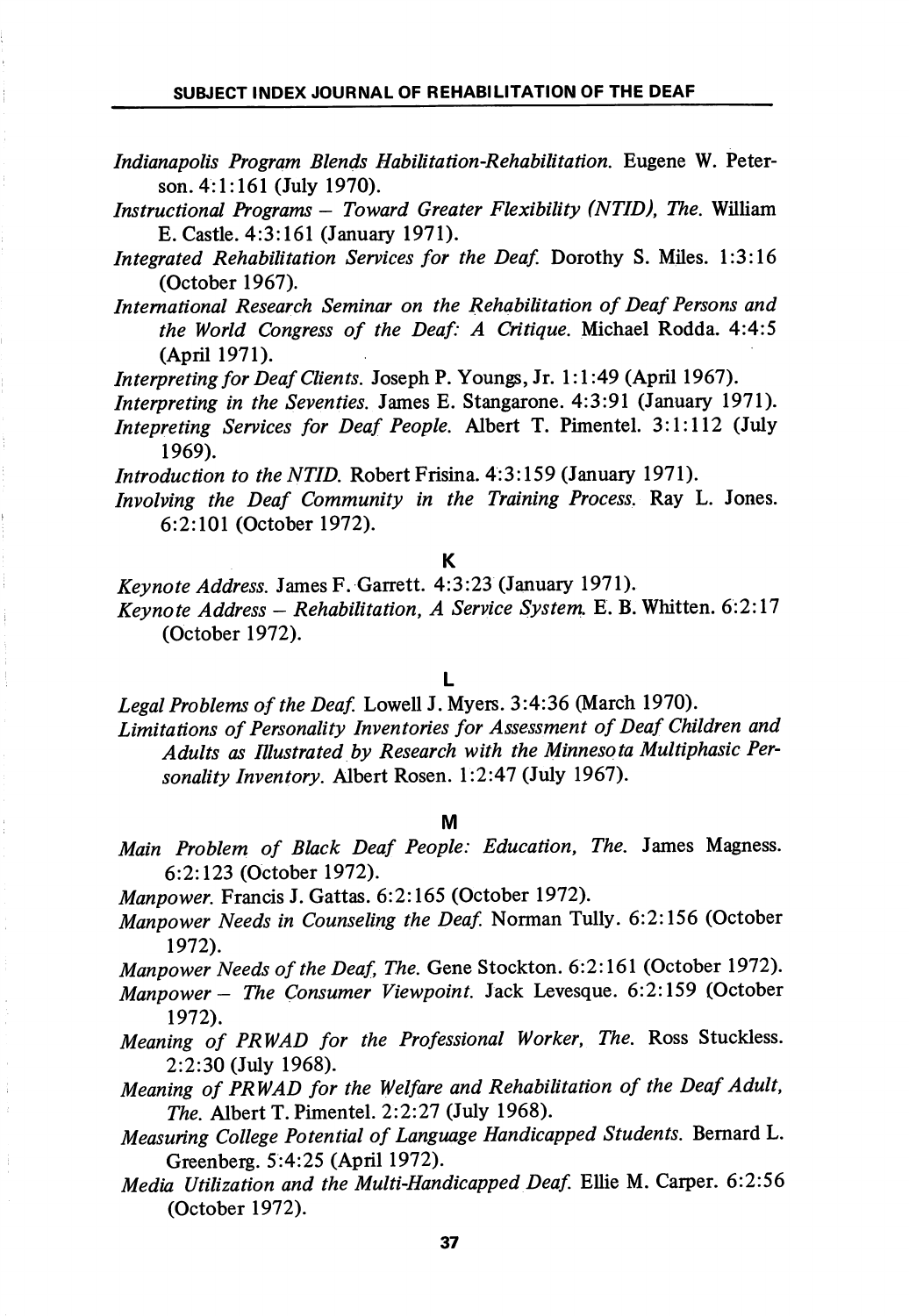*Indianapolis Program Blends Habilitation-Rehabilitation.* Eugene W. Peterson. 4:1:161 (July 1970).

*Instructional Programs – Toward Greater Flexibility (NTID), The.* William E. Castle. 4:3:161 (January 1971).

*Integrated Rehabilitation Services for the Deaf.* Dorothy S. Miles. 1:3:16 (October 1967).

*International Research Seminar on the Rehabilitation of Deaf Persons and the World Congress of the Deaf: A Critique.* Michael Rodda. 4:4:5 (April 1971).

*Interpreting for Deaf Clients.* Joseph P. Youngs, Jr. 1:1:49 (April 1967).

*Interpreting in the Seventies.* James E. Stangarone. 4:3:91 (January 1971).

*Intepreting Services for Deaf People.* Albert T. Pimentel. 3:1:112 (July 1969).

*Introduction to the NTID.* Robert Frisina. 4:3:159 (January 1971).

*Involving the Deaf Community in the Training Process.* Ray L. Jones. 6:2:101 (October 1972).

## K

*Keynote Address.* James F. Garrett. 4:3:23 (January 1971).

*Keynote Address – Rehabilitation, A Service System.* E. B. Whitten. 6:2:17 (October 1972).

## L

*Legal Problems of the Deaf.* Lowell J. Myers. 3:4:36 (March 1970).

*Limitations of Personality Inventories for Assessment of Deaf Children and Adults as Illustrated by Research with the Minnesota Multiphasic Personality Inventory.* Albert Rosen. 1:2:47 (July 1967).

## M

*Main Problem of Black Deaf People: Education, The.* James Magness. 6:2:123 (October 1972).

*Manpower.* Francis J. Gattas. 6:2:165 (October 1972).

*Manpower Needs in Counseling the Deaf.* Norman Tully. 6:2:156 (October 1972).

*Manpower Needs of the Deaf, The.* Gene Stockton. 6:2:161 (October 1972).

*Manpower – The Consumer Viewpoint.* Jack Levesque. 6:2:159 (October 1972).

*Meaning of PRWAD for the Professional Worker, The.* Ross Stuckless. 2:2:30 (July 1968).

*Meaning of PRWAD for the Welfare and Rehabilitation of the Deaf Adult, The.* Albert T. Pimentel. 2:2:27 (July 1968).

*Measuring College Potential of Language Handicapped Students.* Bernard L. Greenberg. 5:4:25 (April 1972).

*Media Utilization and the Multi-Handicapped Deaf.* Ellie M. Carper. 6:2:56 (October 1972).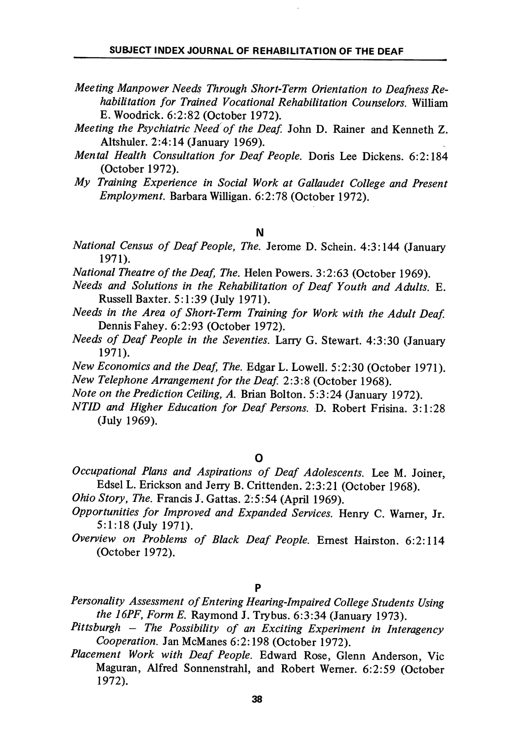*Meeting Manpower Needs Through Short-Term Orientation to Deafness Rehabilitation for Trained Vocational Rehabilitation Counselors.* William E. Woodrick. 6:2:82 (October 1972).

*Meeting the Psychiatric Need of the Deaf.* John D. Rainer and Kenneth Z. Altshuler. 2:4:14 (January 1969).

*Mental Health Consultation for Deaf People.* Doris Lee Dickens. 6:2:184 (October 1972).

*My Training Experience in Social Work at Gallaudet College and Present Employment.* Barbara Willigan. 6:2:78 (October 1972).

## N

*National Census of Deaf People, The.* Jerome D. Schein. 4:3:144 (January 1971).

*National Theatre of the Deaf, The.* Helen Powers. 3:2:63 (October 1969).

*Needs and Solutions in the Rehabilitation of Deaf Youth and Adults.* E. Russell Baxter. 5:1:39 (July 1971).

*Needs in the Area of Short-Term Training for Work with the Adult Deaf.* Dennis Fahey. 6:2:93 (October 1972).

*Needs of Deaf People in the Seventies.* Larry G. Stewart. 4:3:30 (January 1971).

*New Economics and the Deaf, The.* Edgar L. Lowell. 5:2:30 (October 1971).

*New Telephone Arrangement for the Deaf.* 2:3:8 (October 1968).

*Note on the Prediction Ceiling, A.* Brian Bolton. 5:3:24 (January 1972).

*NTID and Higher Education for Deaf Persons.* D. Robert Frisina. 3:1:28 (July 1969).

## O

*Occupational Plans and Aspirations of Deaf Adolescents.* Lee M. Joiner, Edsel L. Erickson and Jerry B. Crittenden. 2:3:21 (October 1968).

*Ohio Story, The.* Francis J. Gattas. 2:5:54 (April 1969).

*Opportunities for Improved and Expanded Services.* Henry C. Warner, Jr. 5:1:18 (July 1971).

*Overview on Problems of Black Deaf People.* Ernest Hairston. 6:2:114 (October 1972).

## P

*Personality Assessment of Entering Hearing-Impaired College Students Using the 16PF, Form E.* Raymond J. Trybus. 6:3:34 (January 1973).

*Pittsburgh – The Possibility of an Exciting Experiment in Interagency Cooperation.* Jan McManes 6:2:198 (October 1972).

*Placement Work with Deaf People.* Edward Rose, Glenn Anderson, Vic Maguran, Alfred Sonnenstrahl, and Robert Werner. 6:2:59 (October 1972).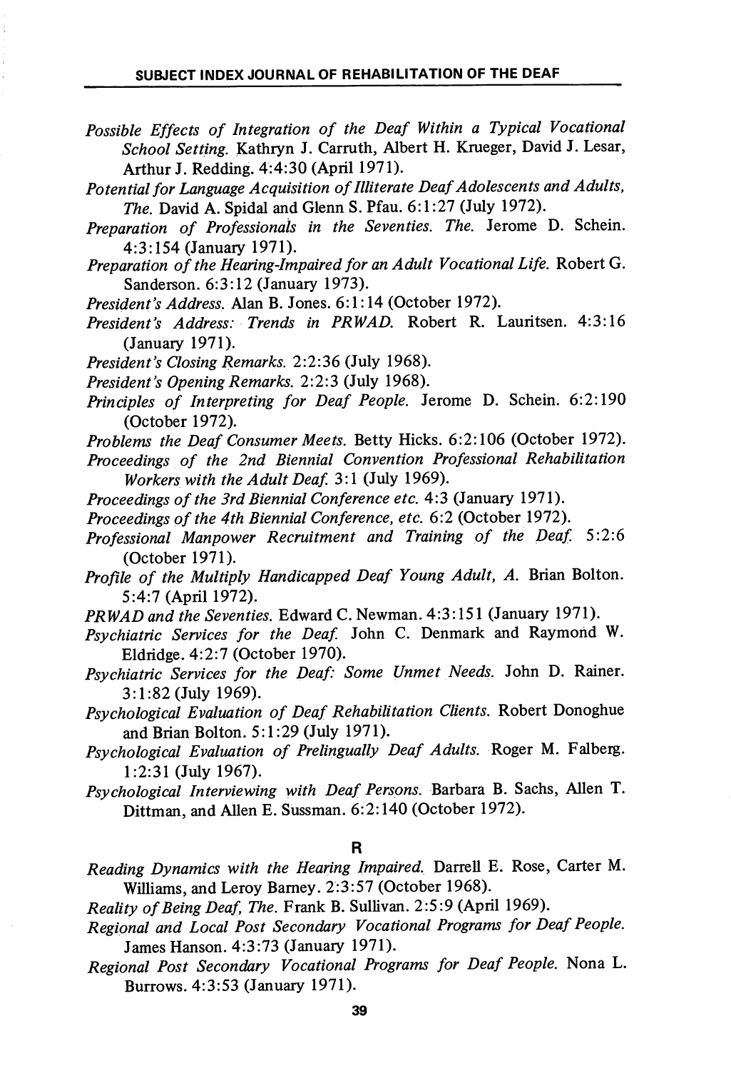*Possible Effects of Integration of the Deaf Within a Typical Vocational School Setting.* Kathryn J. Carruth, Albert H. Krueger, David J. Lesar, Arthur J. Redding. 4:4:30 (April 1971).

*Potential for Language Acquisition of Illiterate Deaf Adolescents and Adults, The.* David A. Spidal and Glenn S. Pfau. 6:1:27 (July 1972).

*Preparation of Professionals in the Seventies. The.* Jerome D. Schein. 4:3:154 (January 1971).

*Preparation of the Hearing-Impaired for an Adult Vocational Life.* Robert G. Sanderson. 6:3:12 (January 1973).

*President's Address.* Alan B. Jones. 6:1:14 (October 1972).

*President's Address: Trends in PRWAD.* Robert R. Lauritsen. 4:3:16 (January 1971).

*President's Closing Remarks.* 2:2:36 (July 1968).

*President's Opening Remarks.* 2:2:3 (July 1968).

*Principles of Interpreting for Deaf People.* Jerome D. Schein. 6:2:190 (October 1972).

*Problems the Deaf Consumer Meets.* Betty Hicks. 6:2:106 (October 1972).

*Proceedings of the 2nd Biennial Convention Professional Rehabilitation Workers with the Adult Deaf.* 3:1 (July 1969).

*Proceedings of the 3rd Biennial Conference etc.* 4:3 (January 1971).

*Proceedings of the 4th Biennial Conference, etc.* 6:2 (October 1972).

*Professional Manpower Recruitment and Training of the Deaf.* 5:2:6 (October 1971).

*Profile of the Multiply Handicapped Deaf Young Adult, A.* Brian Bolton. 5:4:7 (April 1972).

*PRWAD and the Seventies.* Edward C. Newman. 4:3:151 (January 1971).

*Psychiatric Services for the Deaf.* John C. Denmark and Raymond W. Eldridge. 4:2:7 (October 1970).

*Psychiatric Services for the Deaf: Some Unmet Needs.* John D. Rainer. 3:1:82 (July 1969).

*Psychological Evaluation of Deaf Rehabilitation Clients.* Robert Donoghue and Brian Bolton. 5:1:29 (July 1971).

*Psychological Evaluation of Prelingually Deaf Adults.* Roger M. Falberg. 1:2:31 (July 1967).

*Psychological Interviewing with Deaf Persons.* Barbara B. Sachs, Allen T. Dittman, and Allen E. Sussman. 6:2:140 (October 1972).

## R

*Reading Dynamics with the Hearing Impaired.* Darrell E. Rose, Carter M. Williams, and Leroy Barney. 2:3:57 (October 1968).

*Reality of Being Deaf, The.* Frank B. Sullivan. 2:5:9 (April 1969).

*Regional and Local Post Secondary Vocational Programs for Deaf People.* James Hanson. 4:3:73 (January 1971).

*Regional Post Secondary Vocational Programs for Deaf People.* Nona L. Burrows. 4:3:53 (January 1971).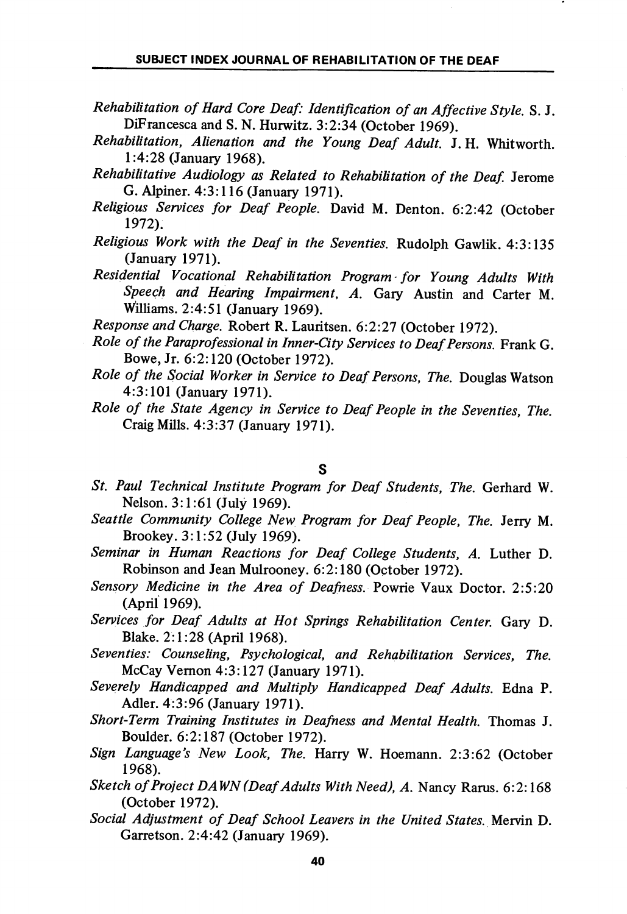*Rehabilitation of Hard Core Deaf: Identification of an Affective Style.* S. J. DiFrancesca and S. N. Hurwitz. 3:2:34 (October 1969).

*Rehabilitation, Alienation and the Young Deaf Adult.* J. H. Whitworth. 1:4:28 (January 1968).

*Rehabilitative Audiology as Related to Rehabilitation of the Deaf.* Jerome G. Alpiner. 4:3:116 (January 1971).

*Religious Services for Deaf People.* David M. Denton. 6:2:42 (October 1972).

*Religious Work with the Deaf in the Seventies.* Rudolph Gawlik. 4:3:135 (January 1971).

*Residential Vocational Rehabilitation Program for Young Adults With Speech and Hearing Impairment, A.* Gary Austin and Carter M. Williams. 2:4:51 (January 1969).

*Response and Charge.* Robert R. Lauritsen. 6:2:27 (October 1972).

*Role of the Paraprofessional in Inner-City Services to Deaf Persons.* Frank G. Bowe, Jr. 6:2:120 (October 1972).

*Role of the Social Worker in Service to Deaf Persons, The.* Douglas Watson 4:3:101 (January 1971).

*Role of the State Agency in Service to Deaf People in the Seventies, The.* Craig Mills. 4:3:37 (January 1971).

## S

*St. Paul Technical Institute Program for Deaf Students, The.* Gerhard W. Nelson. 3:1:61 (July 1969).

*Seattle Community College New Program for Deaf People, The.* Jerry M. Brookey. 3:1:52 (July 1969).

*Seminar in Human Reactions for Deaf College Students, A.* Luther D. Robinson and Jean Mulrooney. 6:2:180 (October 1972).

*Sensory Medicine in the Area of Deafness.* Powrie Vaux Doctor. 2:5:20 (April 1969).

*Services for Deaf Adults at Hot Springs Rehabilitation Center.* Gary D. Blake. 2:1:28 (April 1968).

*Seventies: Counseling, Psychological, and Rehabilitation Services, The.* McCay Vernon 4:3:127 (January 1971).

*Severely Handicapped and Multiply Handicapped Deaf Adults.* Edna P. Adler. 4:3:96 (January 1971).

*Short-Term Training Institutes in Deafness and Mental Health.* Thomas J. Boulder. 6:2:187 (October 1972).

*Sign Language's New Look, The.* Harry W. Hoemann. 2:3:62 (October 1968).

*Sketch of Project DAWN (Deaf Adults With Need), A.* Nancy Rarus. 6:2:168 (October 1972).

*Social Adjustment of Deaf School Leavers in the United States.* Mervin D. Garretson. 2:4:42 (January 1969).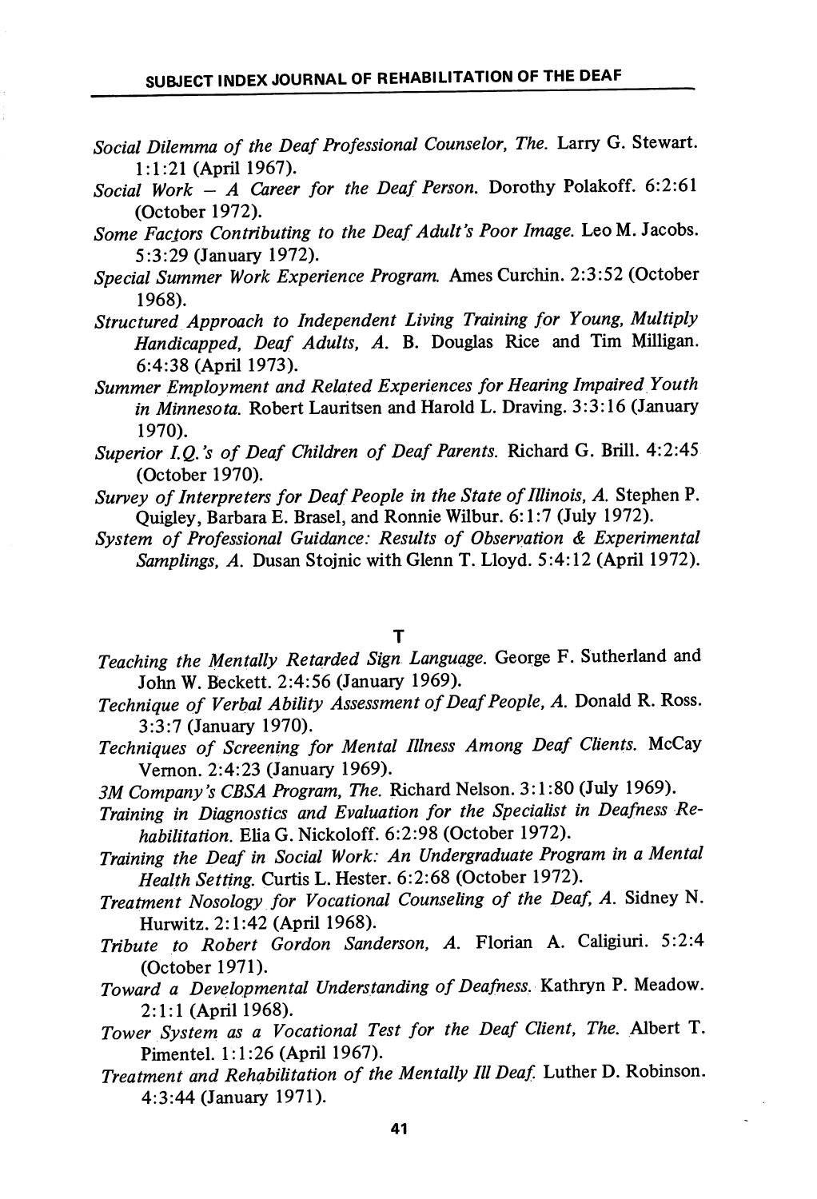*Social Dilemma of the Deaf Professional Counselor, The.* Larry G. Stewart. 1:1:21 (April 1967).

*Social Work – A Career for the Deaf Person.* Dorothy Polakoff. 6:2:61 (October 1972).

*Some Factors Contributing to the Deaf Adult's Poor Image.* Leo M. Jacobs. 5:3:29 (January 1972).

*Special Summer Work Experience Program.* Ames Curchin. 2:3:52 (October 1968).

*Structured Approach to Independent Living Training for Young, Multiply Handicapped, Deaf Adults, A.* B. Douglas Rice and Tim Milligan. 6:4:38 (April 1973).

*Summer Employment and Related Experiences for Hearing Impaired Youth in Minnesota.* Robert Lauritsen and Harold L. Draving. 3:3:16 (January 1970).

*Superior I.Q.'s of Deaf Children of Deaf Parents.* Richard G. Brill. 4:2:45 (October 1970).

*Survey of Interpreters for Deaf People in the State of Illinois, A.* Stephen P. Quigley, Barbara E. Brasel, and Ronnie Wilbur. 6:1:7 (July 1972).

*System of Professional Guidance: Results of Observation & Experimental Samplings, A.* Dusan Stojnic with Glenn T. Lloyd. 5:4:12 (April 1972).

## T

*Teaching the Mentally Retarded Sign Language.* George F. Sutherland and John W. Beckett. 2:4:56 (January 1969).

*Technique of Verbal Ability Assessment of Deaf People, A.* Donald R. Ross. 3:3:7 (January 1970).

*Techniques of Screening for Mental Illness Among Deaf Clients.* McCay Vernon. 2:4:23 (January 1969).

*3M Company's CBSA Program, The.* Richard Nelson. 3:1:80 (July 1969).

*Training in Diagnostics and Evaluation for the Specialist in Deafness Rehabilitation.* Elia G. Nickoloff. 6:2:98 (October 1972).

*Training the Deaf in Social Work: An Undergraduate Program in a Mental Health Setting.* Curtis L. Hester. 6:2:68 (October 1972).

*Treatment Nosology for Vocational Counseling of the Deaf, A.* Sidney N. Hurwitz. 2:1:42 (April 1968).

*Tribute to Robert Gordon Sanderson, A.* Florian A. Caligiuri. 5:2:4 (October 1971).

*Toward a Developmental Understanding of Deafness.* Kathryn P. Meadow. 2:1:1 (April 1968).

*Tower System as a Vocational Test for the Deaf Client, The.* Albert T. Pimentel. 1:1:26 (April 1967).

*Treatment and Rehabilitation of the Mentally Ill Deaf.* Luther D. Robinson. 4:3:44 (January 1971).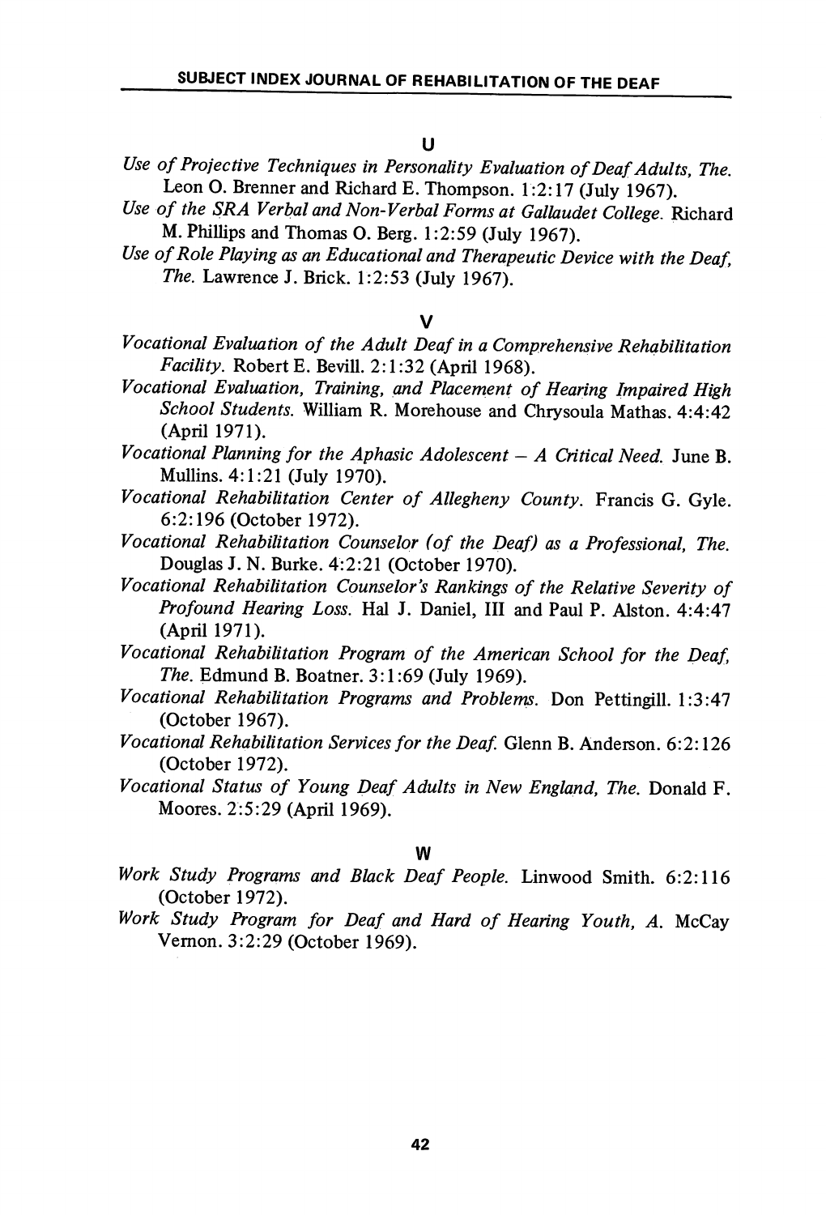## U

*Use of Projective Techniques in Personality Evaluation of Deaf Adults, The.* Leon O. Brenner and Richard E. Thompson. 1:2:17 (July 1967).

*Use of the SRA Verbal and Non-Verbal Forms at Gallaudet College.* Richard M. Phillips and Thomas O. Berg. 1:2:59 (July 1967).

*Use of Role Playing as an Educational and Therapeutic Device with the Deaf, The.* Lawrence J. Brick. 1:2:53 (July 1967).

## V

*Vocational Evaluation of the Adult Deaf in a Comprehensive Rehabilitation Facility.* Robert E. Bevill. 2:1:32 (April 1968).

*Vocational Evaluation, Training, and Placement of Hearing Impaired High School Students.* William R. Morehouse and Chrysoula Mathas. 4:4:42 (April 1971).

*Vocational Planning for the Aphasic Adolescent – A Critical Need.* June B. Mullins. 4:1:21 (July 1970).

*Vocational Rehabilitation Center of Allegheny County.* Francis G. Gyle. 6:2:196 (October 1972).

*Vocational Rehabilitation Counselor (of the Deaf) as a Professional, The.* Douglas J. N. Burke. 4:2:21 (October 1970).

*Vocational Rehabilitation Counselor's Rankings of the Relative Severity of Profound Hearing Loss.* Hal J. Daniel, III and Paul P. Alston. 4:4:47 (April 1971).

*Vocational Rehabilitation Program of the American School for the Deaf, The.* Edmund B. Boatner. 3:1:69 (July 1969).

*Vocational Rehabilitation Programs and Problems.* Don Pettingill. 1:3:47 (October 1967).

*Vocational Rehabilitation Services for the Deaf.* Glenn B. Anderson. 6:2:126 (October 1972).

*Vocational Status of Young Deaf Adults in New England, The.* Donald F. Moores. 2:5:29 (April 1969).

## W

*Work Study Programs and Black Deaf People.* Linwood Smith. 6:2:116 (October 1972).

*Work Study Program for Deaf and Hard of Hearing Youth, A.* McCay Vernon. 3:2:29 (October 1969).